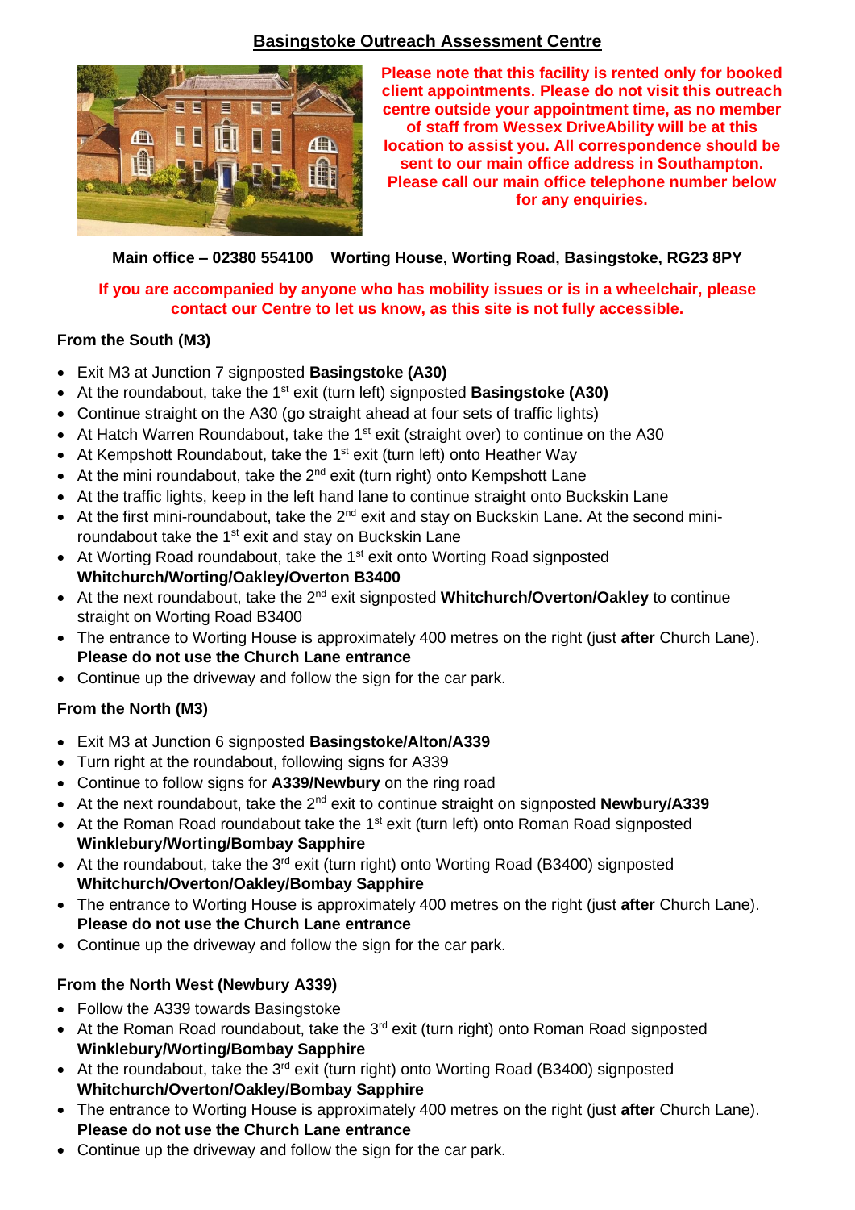# Basingstoke Outreach Assessment Centre

**Please note that this facility is rented only for booked client appointments. Please do not visit this outreach centre outside your appointment time, as no member of staff from Wessex DriveAbility will be at this location to assist you. All correspondence should be sent to our main office address in Southampton. Please call our main office telephone number below for any enquiries.**

**Main office – 02380 554100 Worting House, Worting Road, Basingstoke, RG23 8PY**

**If you are accompanied by anyone who has mobility issues or is in a wheelchair, please contact our Centre to let us know, as this site is not fully accessible.**

### From the South (M3)

- Exit M3 at Junction 7 signposted **Basingstoke (A30)**
- At the roundabout, take the 1st exit (turn left) signposted **Basingstoke (A30)**
- Continue straight on the A30 (go straight ahead at four sets of traffic lights)
- At Hatch Warren Roundabout, take the 1st exit (straight over) to continue on the A30
- At Kempshott Roundabout, take the 1st exit (turn left) onto Heather Way
- At the mini roundabout, take the 2nd exit (turn right) onto Kempshott Lane
- At the traffic lights, keep in the left hand lane to continue straight onto Buckskin Lane
- At the first mini-roundabout, take the 2nd exit and stay on Buckskin Lane. At the second mini-roundabout take the 1st exit and stay on Buckskin Lane
- At Worting Road roundabout, take the 1st exit onto Worting Road signposted **Whitchurch/Worting/Oakley/Overton B3400**
- At the next roundabout, take the 2nd exit signposted **Whitchurch/Overton/Oakley** to continue straight on Worting Road B3400
- The entrance to Worting House is approximately 400 metres on the right (just **after** Church Lane). **Please do not use the Church Lane entrance**
- Continue up the driveway and follow the sign for the car park.

### From the North (M3)

- Exit M3 at Junction 6 signposted **Basingstoke/Alton/A339**
- Turn right at the roundabout, following signs for A339
- Continue to follow signs for **A339/Newbury** on the ring road
- At the next roundabout, take the 2nd exit to continue straight on signposted **Newbury/A339**
- At the Roman Road roundabout take the 1st exit (turn left) onto Roman Road signposted **Winklebury/Worting/Bombay Sapphire**
- At the roundabout, take the 3rd exit (turn right) onto Worting Road (B3400) signposted **Whitchurch/Overton/Oakley/Bombay Sapphire**
- The entrance to Worting House is approximately 400 metres on the right (just **after** Church Lane). **Please do not use the Church Lane entrance**
- Continue up the driveway and follow the sign for the car park.

### From the North West (Newbury A339)

- Follow the A339 towards Basingstoke
- At the Roman Road roundabout, take the 3rd exit (turn right) onto Roman Road signposted **Winklebury/Worting/Bombay Sapphire**
- At the roundabout, take the 3rd exit (turn right) onto Worting Road (B3400) signposted **Whitchurch/Overton/Oakley/Bombay Sapphire**
- The entrance to Worting House is approximately 400 metres on the right (just **after** Church Lane). **Please do not use the Church Lane entrance**
- Continue up the driveway and follow the sign for the car park.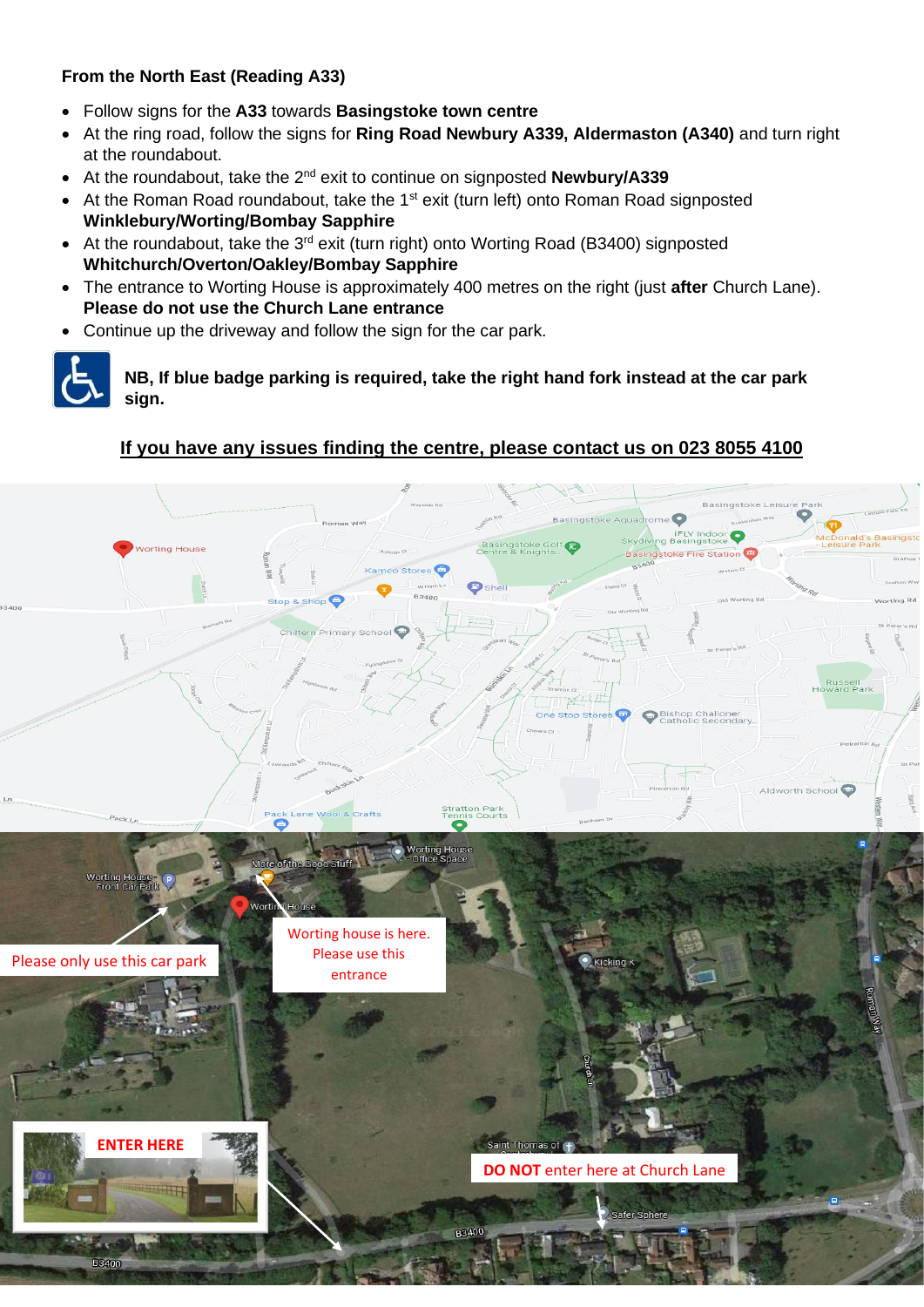**From the North East (Reading A33)**

- Follow signs for the **A33** towards **Basingstoke town centre**
- At the ring road, follow the signs for **Ring Road Newbury A339, Aldermaston (A340)** and turn right at the roundabout.
- At the roundabout, take the 2nd exit to continue on signposted **Newbury/A339**
- At the Roman Road roundabout, take the 1st exit (turn left) onto Roman Road signposted **Winklebury/Worting/Bombay Sapphire**
- At the roundabout, take the 3rd exit (turn right) onto Worting Road (B3400) signposted **Whitchurch/Overton/Oakley/Bombay Sapphire**
- The entrance to Worting House is approximately 400 metres on the right (just **after** Church Lane). **Please do not use the Church Lane entrance**
- Continue up the driveway and follow the sign for the car park.

**NB, If blue badge parking is required, take the right hand fork instead at the car park sign.**

**<u>If you have any issues finding the centre, please contact us on 023 8055 4100</u>**

Please only use this car park

Worting house is here. Please use this entrance

ENTER HERE

DO NOT enter here at Church Lane